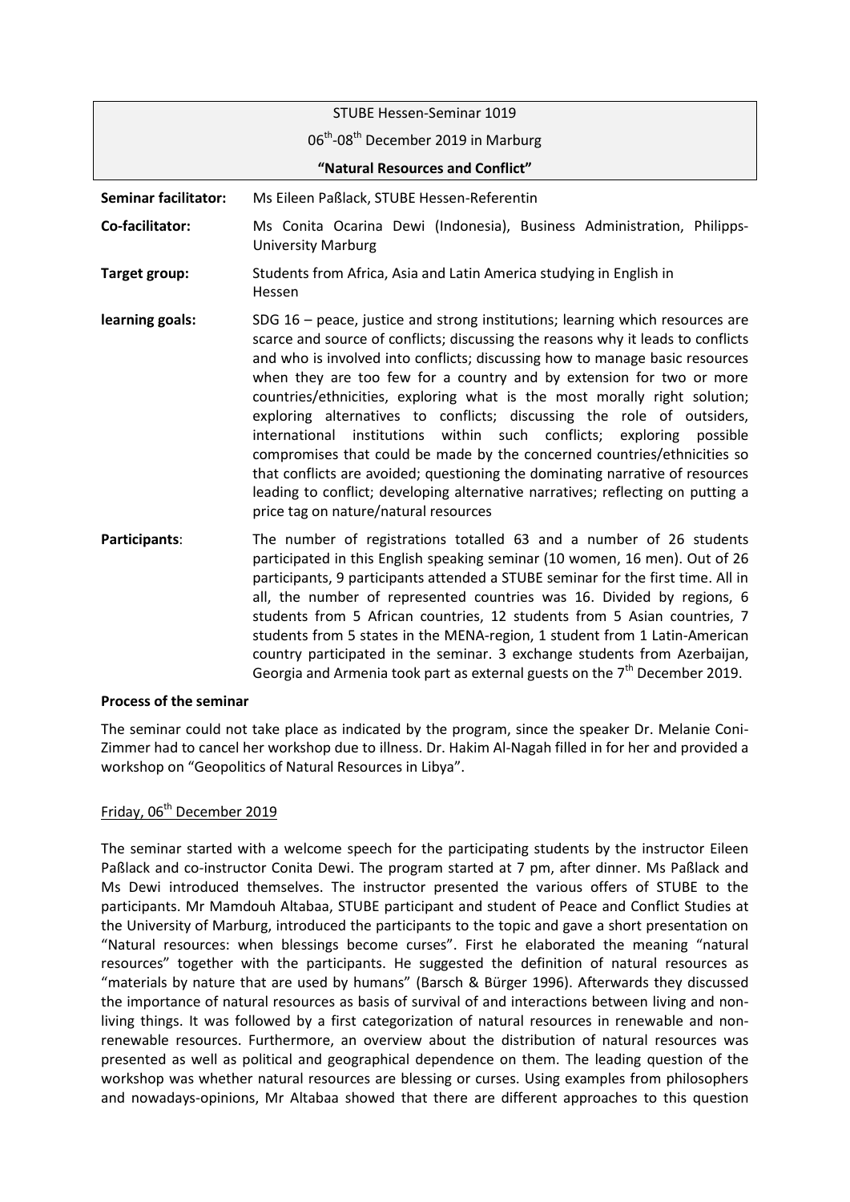STUBE Hessen-Seminar 1019

06th-08th December 2019 in Marburg

**"Natural Resources and Conflict"**

| | |
|---|---|
| **Seminar facilitator:** | Ms Eileen Paßlack, STUBE Hessen-Referentin |
| **Co-facilitator:** | Ms Conita Ocarina Dewi (Indonesia), Business Administration, Philipps-University Marburg |
| **Target group:** | Students from Africa, Asia and Latin America studying in English in Hessen |
| **learning goals:** | SDG 16 – peace, justice and strong institutions; learning which resources are scarce and source of conflicts; discussing the reasons why it leads to conflicts and who is involved into conflicts; discussing how to manage basic resources when they are too few for a country and by extension for two or more countries/ethnicities, exploring what is the most morally right solution; exploring alternatives to conflicts; discussing the role of outsiders, international institutions within such conflicts; exploring possible compromises that could be made by the concerned countries/ethnicities so that conflicts are avoided; questioning the dominating narrative of resources leading to conflict; developing alternative narratives; reflecting on putting a price tag on nature/natural resources |
| **Participants**: | The number of registrations totalled 63 and a number of 26 students participated in this English speaking seminar (10 women, 16 men). Out of 26 participants, 9 participants attended a STUBE seminar for the first time. All in all, the number of represented countries was 16. Divided by regions, 6 students from 5 African countries, 12 students from 5 Asian countries, 7 students from 5 states in the MENA-region, 1 student from 1 Latin-American country participated in the seminar. 3 exchange students from Azerbaijan, Georgia and Armenia took part as external guests on the 7th December 2019. |

**Process of the seminar**

The seminar could not take place as indicated by the program, since the speaker Dr. Melanie Coni-Zimmer had to cancel her workshop due to illness. Dr. Hakim Al-Nagah filled in for her and provided a workshop on "Geopolitics of Natural Resources in Libya".

Friday, 06th December 2019

The seminar started with a welcome speech for the participating students by the instructor Eileen Paßlack and co-instructor Conita Dewi. The program started at 7 pm, after dinner. Ms Paßlack and Ms Dewi introduced themselves. The instructor presented the various offers of STUBE to the participants. Mr Mamdouh Altabaa, STUBE participant and student of Peace and Conflict Studies at the University of Marburg, introduced the participants to the topic and gave a short presentation on "Natural resources: when blessings become curses". First he elaborated the meaning "natural resources" together with the participants. He suggested the definition of natural resources as "materials by nature that are used by humans" (Barsch & Bürger 1996). Afterwards they discussed the importance of natural resources as basis of survival of and interactions between living and non-living things. It was followed by a first categorization of natural resources in renewable and non-renewable resources. Furthermore, an overview about the distribution of natural resources was presented as well as political and geographical dependence on them. The leading question of the workshop was whether natural resources are blessing or curses. Using examples from philosophers and nowadays-opinions, Mr Altabaa showed that there are different approaches to this question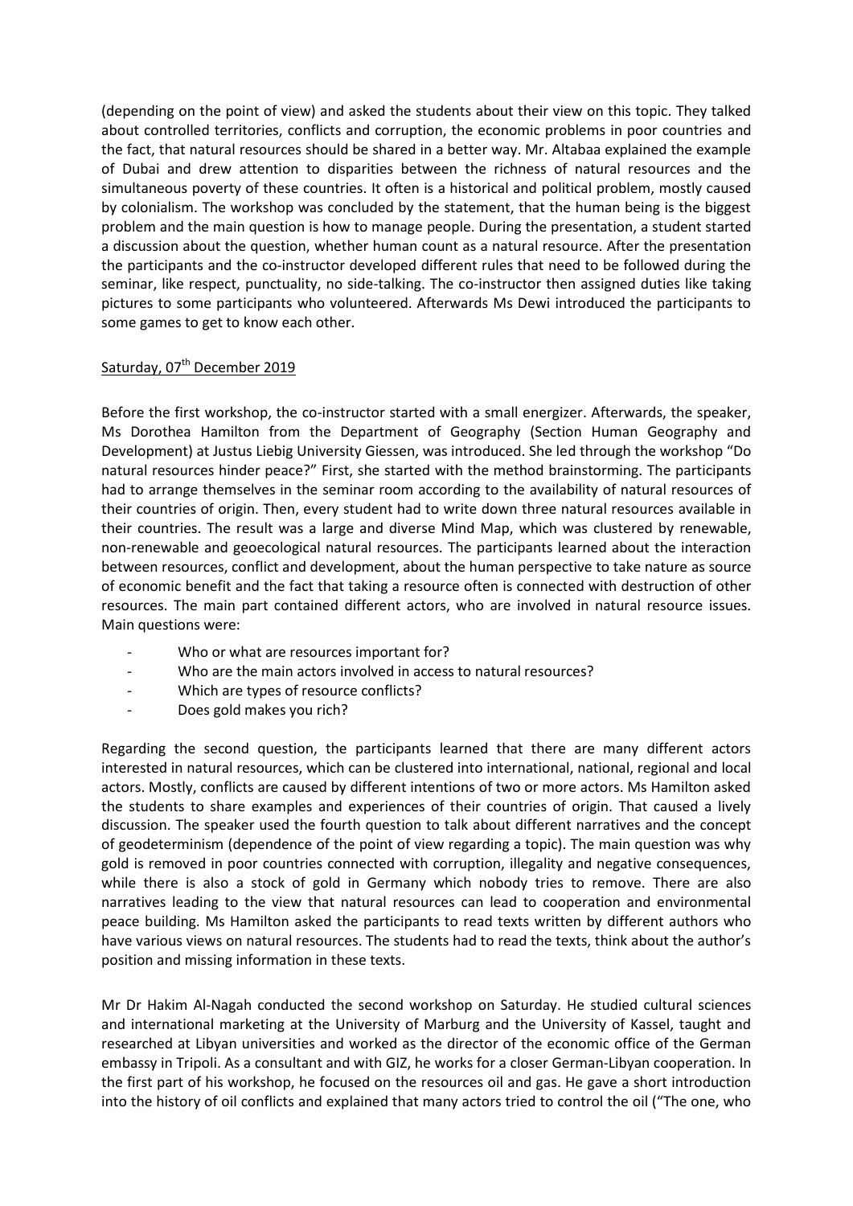(depending on the point of view) and asked the students about their view on this topic. They talked about controlled territories, conflicts and corruption, the economic problems in poor countries and the fact, that natural resources should be shared in a better way. Mr. Altabaa explained the example of Dubai and drew attention to disparities between the richness of natural resources and the simultaneous poverty of these countries. It often is a historical and political problem, mostly caused by colonialism. The workshop was concluded by the statement, that the human being is the biggest problem and the main question is how to manage people. During the presentation, a student started a discussion about the question, whether human count as a natural resource. After the presentation the participants and the co-instructor developed different rules that need to be followed during the seminar, like respect, punctuality, no side-talking. The co-instructor then assigned duties like taking pictures to some participants who volunteered. Afterwards Ms Dewi introduced the participants to some games to get to know each other.

<u>Saturday, 07th December 2019</u>

Before the first workshop, the co-instructor started with a small energizer. Afterwards, the speaker, Ms Dorothea Hamilton from the Department of Geography (Section Human Geography and Development) at Justus Liebig University Giessen, was introduced. She led through the workshop "Do natural resources hinder peace?" First, she started with the method brainstorming. The participants had to arrange themselves in the seminar room according to the availability of natural resources of their countries of origin. Then, every student had to write down three natural resources available in their countries. The result was a large and diverse Mind Map, which was clustered by renewable, non-renewable and geoecological natural resources. The participants learned about the interaction between resources, conflict and development, about the human perspective to take nature as source of economic benefit and the fact that taking a resource often is connected with destruction of other resources. The main part contained different actors, who are involved in natural resource issues. Main questions were:

- Who or what are resources important for?
- Who are the main actors involved in access to natural resources?
- Which are types of resource conflicts?
- Does gold makes you rich?

Regarding the second question, the participants learned that there are many different actors interested in natural resources, which can be clustered into international, national, regional and local actors. Mostly, conflicts are caused by different intentions of two or more actors. Ms Hamilton asked the students to share examples and experiences of their countries of origin. That caused a lively discussion. The speaker used the fourth question to talk about different narratives and the concept of geodeterminism (dependence of the point of view regarding a topic). The main question was why gold is removed in poor countries connected with corruption, illegality and negative consequences, while there is also a stock of gold in Germany which nobody tries to remove. There are also narratives leading to the view that natural resources can lead to cooperation and environmental peace building. Ms Hamilton asked the participants to read texts written by different authors who have various views on natural resources. The students had to read the texts, think about the author's position and missing information in these texts.

Mr Dr Hakim Al-Nagah conducted the second workshop on Saturday. He studied cultural sciences and international marketing at the University of Marburg and the University of Kassel, taught and researched at Libyan universities and worked as the director of the economic office of the German embassy in Tripoli. As a consultant and with GIZ, he works for a closer German-Libyan cooperation. In the first part of his workshop, he focused on the resources oil and gas. He gave a short introduction into the history of oil conflicts and explained that many actors tried to control the oil ("The one, who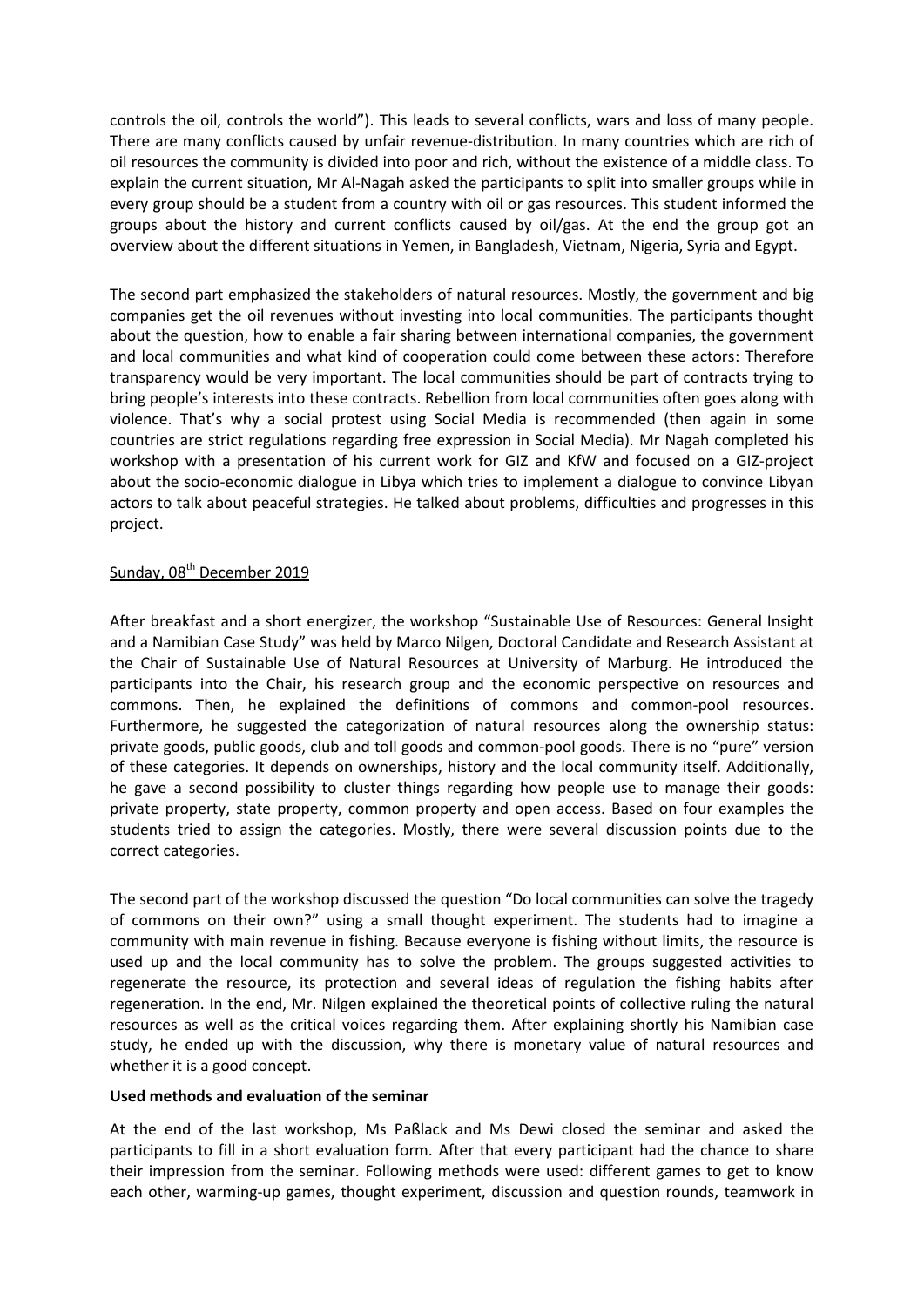controls the oil, controls the world"). This leads to several conflicts, wars and loss of many people. There are many conflicts caused by unfair revenue-distribution. In many countries which are rich of oil resources the community is divided into poor and rich, without the existence of a middle class. To explain the current situation, Mr Al-Nagah asked the participants to split into smaller groups while in every group should be a student from a country with oil or gas resources. This student informed the groups about the history and current conflicts caused by oil/gas. At the end the group got an overview about the different situations in Yemen, in Bangladesh, Vietnam, Nigeria, Syria and Egypt.

The second part emphasized the stakeholders of natural resources. Mostly, the government and big companies get the oil revenues without investing into local communities. The participants thought about the question, how to enable a fair sharing between international companies, the government and local communities and what kind of cooperation could come between these actors: Therefore transparency would be very important. The local communities should be part of contracts trying to bring people's interests into these contracts. Rebellion from local communities often goes along with violence. That's why a social protest using Social Media is recommended (then again in some countries are strict regulations regarding free expression in Social Media). Mr Nagah completed his workshop with a presentation of his current work for GIZ and KfW and focused on a GIZ-project about the socio-economic dialogue in Libya which tries to implement a dialogue to convince Libyan actors to talk about peaceful strategies. He talked about problems, difficulties and progresses in this project.

Sunday, 08th December 2019

After breakfast and a short energizer, the workshop "Sustainable Use of Resources: General Insight and a Namibian Case Study" was held by Marco Nilgen, Doctoral Candidate and Research Assistant at the Chair of Sustainable Use of Natural Resources at University of Marburg. He introduced the participants into the Chair, his research group and the economic perspective on resources and commons. Then, he explained the definitions of commons and common-pool resources. Furthermore, he suggested the categorization of natural resources along the ownership status: private goods, public goods, club and toll goods and common-pool goods. There is no "pure" version of these categories. It depends on ownerships, history and the local community itself. Additionally, he gave a second possibility to cluster things regarding how people use to manage their goods: private property, state property, common property and open access. Based on four examples the students tried to assign the categories. Mostly, there were several discussion points due to the correct categories.

The second part of the workshop discussed the question "Do local communities can solve the tragedy of commons on their own?" using a small thought experiment. The students had to imagine a community with main revenue in fishing. Because everyone is fishing without limits, the resource is used up and the local community has to solve the problem. The groups suggested activities to regenerate the resource, its protection and several ideas of regulation the fishing habits after regeneration. In the end, Mr. Nilgen explained the theoretical points of collective ruling the natural resources as well as the critical voices regarding them. After explaining shortly his Namibian case study, he ended up with the discussion, why there is monetary value of natural resources and whether it is a good concept.

**Used methods and evaluation of the seminar**

At the end of the last workshop, Ms Paßlack and Ms Dewi closed the seminar and asked the participants to fill in a short evaluation form. After that every participant had the chance to share their impression from the seminar. Following methods were used: different games to get to know each other, warming-up games, thought experiment, discussion and question rounds, teamwork in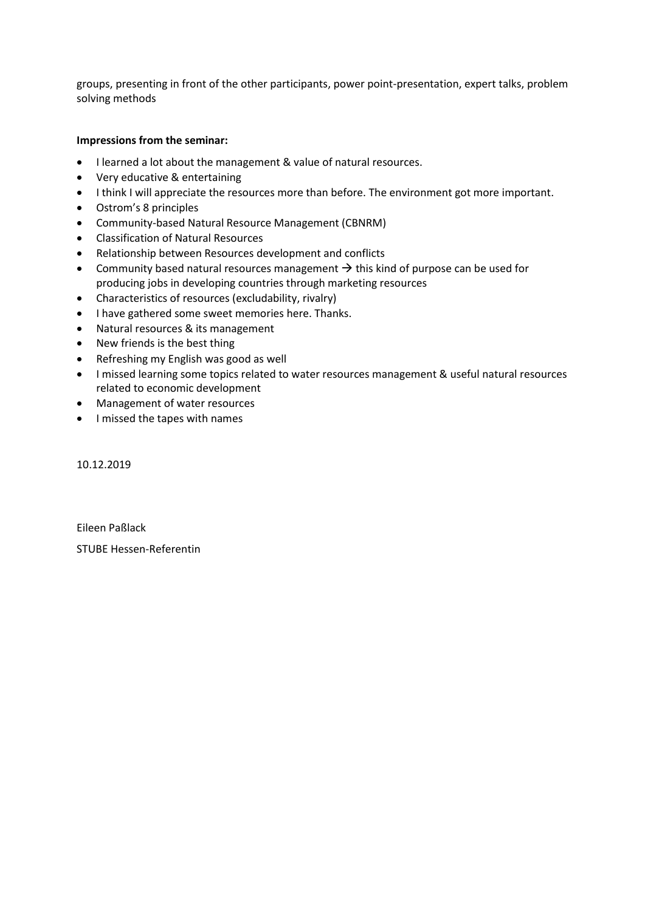groups, presenting in front of the other participants, power point-presentation, expert talks, problem solving methods

**Impressions from the seminar:**

- I learned a lot about the management & value of natural resources.
- Very educative & entertaining
- I think I will appreciate the resources more than before. The environment got more important.
- Ostrom's 8 principles
- Community-based Natural Resource Management (CBNRM)
- Classification of Natural Resources
- Relationship between Resources development and conflicts
- Community based natural resources management → this kind of purpose can be used for producing jobs in developing countries through marketing resources
- Characteristics of resources (excludability, rivalry)
- I have gathered some sweet memories here. Thanks.
- Natural resources & its management
- New friends is the best thing
- Refreshing my English was good as well
- I missed learning some topics related to water resources management & useful natural resources related to economic development
- Management of water resources
- I missed the tapes with names

10.12.2019

Eileen Paßlack

STUBE Hessen-Referentin